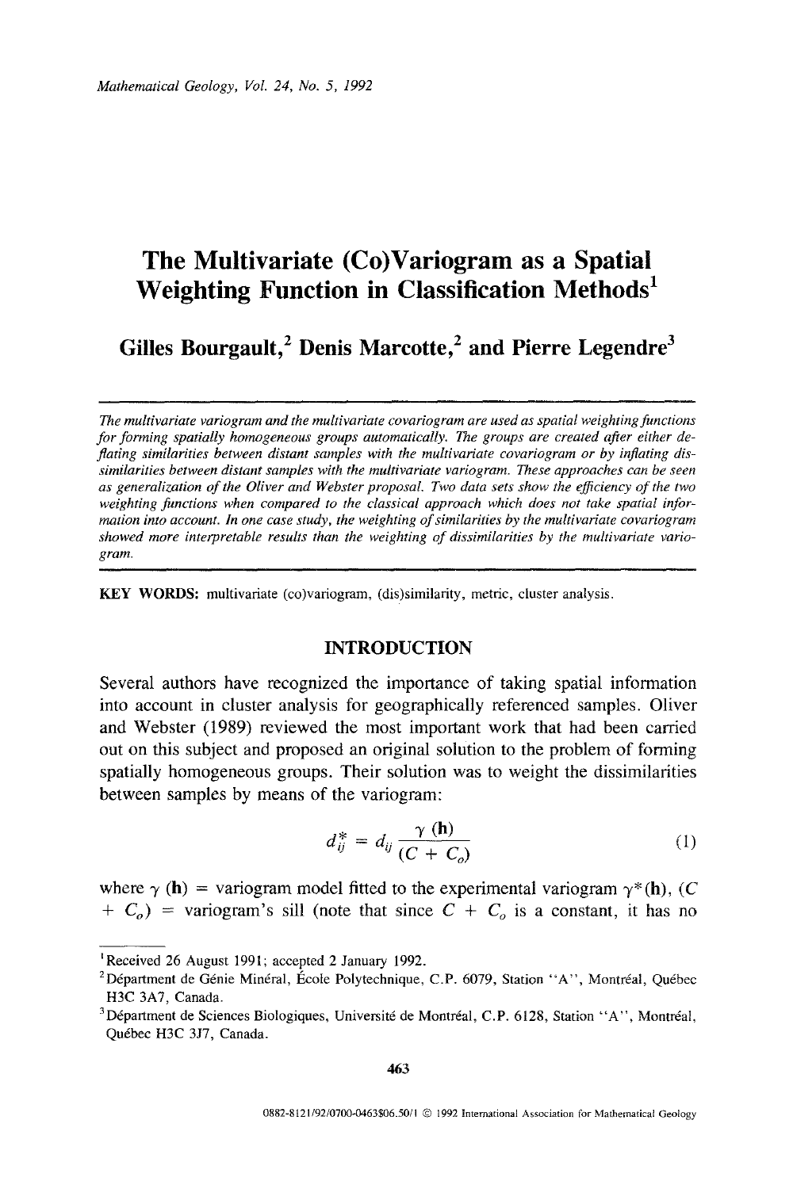# The Multivariate (Co)Variogram as a Spatial Weighting Function in Classification Methods[1]

**Gilles Bourgault,[2] Denis Marcotte,[2] and Pierre Legendre[3]**

*The multivariate variogram and the multivariate covariogram are used as spatial weighting functions for forming spatially homogeneous groups automatically. The groups are created after either deflating similarities between distant samples with the multivariate covariogram or by inflating dissimilarities between distant samples with the multivariate variogram. These approaches can be seen as generalization of the Oliver and Webster proposal. Two data sets show the efficiency of the two weighting functions when compared to the classical approach which does not take spatial information into account. In one case study, the weighting of similarities by the multivariate covariogram showed more interpretable results than the weighting of dissimilarities by the multivariate variogram.*

**KEY WORDS:** multivariate (co)variogram, (dis)similarity, metric, cluster analysis.

## INTRODUCTION

Several authors have recognized the importance of taking spatial information into account in cluster analysis for geographically referenced samples. Oliver and Webster (1989) reviewed the most important work that had been carried out on this subject and proposed an original solution to the problem of forming spatially homogeneous groups. Their solution was to weight the dissimilarities between samples by means of the variogram:

$$d_{ij}^{*} = d_{ij} \frac{\gamma\,(\mathbf{h})}{(C + C_o)} \tag{1}$$

where $\gamma\,(\mathbf{h})$ = variogram model fitted to the experimental variogram $\gamma^{*}(\mathbf{h})$, $(C + C_o)$ = variogram's sill (note that since $C + C_o$ is a constant, it has no

---

[1] Received 26 August 1991; accepted 2 January 1992.

[2] Département de Génie Minéral, École Polytechnique, C.P. 6079, Station "A", Montréal, Québec H3C 3A7, Canada.

[3] Département de Sciences Biologiques, Université de Montréal, C.P. 6128, Station "A", Montréal, Québec H3C 3J7, Canada.

0882-8121/92/0700-0463$06.50/1 © 1992 International Association for Mathematical Geology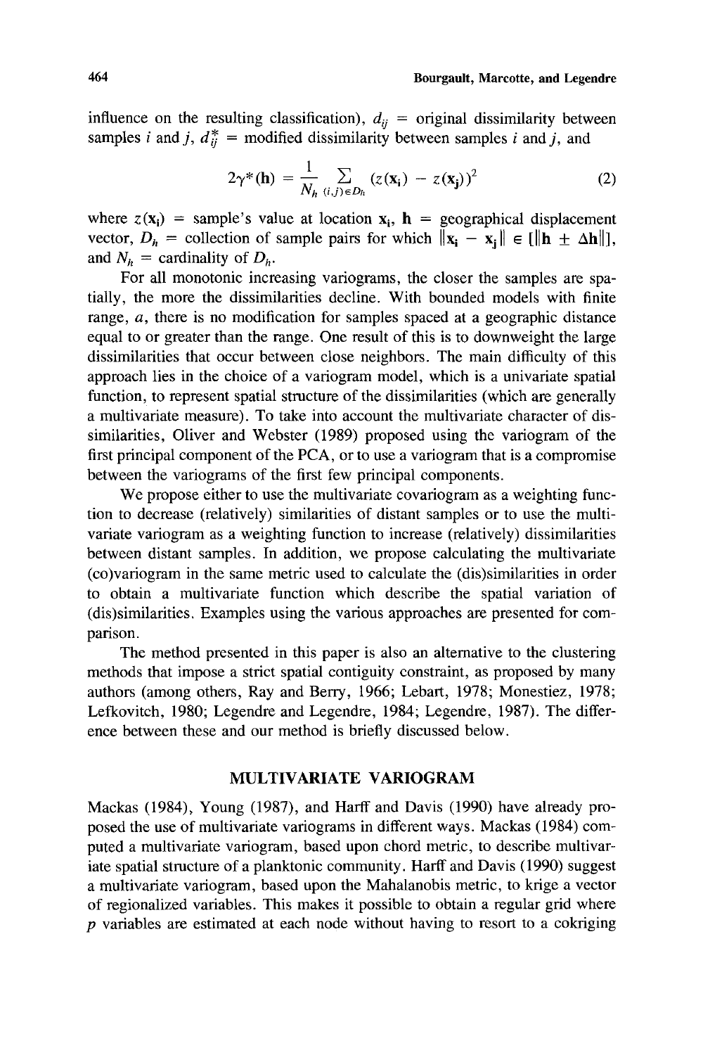influence on the resulting classification), $d_{ij}$ = original dissimilarity between samples $i$ and $j$, $d^*_{ij}$ = modified dissimilarity between samples $i$ and $j$, and

$$2\gamma^*(\mathbf{h}) = \frac{1}{N_h} \sum_{(i,j) \in D_h} (z(\mathbf{x_i}) - z(\mathbf{x_j}))^2 \tag{2}$$

where $z(\mathbf{x_i})$ = sample's value at location $\mathbf{x_i}$, $\mathbf{h}$ = geographical displacement vector, $D_h$ = collection of sample pairs for which $\|\mathbf{x_i} - \mathbf{x_j}\| \in [\|\mathbf{h} \pm \Delta\mathbf{h}\|]$, and $N_h$ = cardinality of $D_h$.

For all monotonic increasing variograms, the closer the samples are spatially, the more the dissimilarities decline. With bounded models with finite range, $a$, there is no modification for samples spaced at a geographic distance equal to or greater than the range. One result of this is to downweight the large dissimilarities that occur between close neighbors. The main difficulty of this approach lies in the choice of a variogram model, which is a univariate spatial function, to represent spatial structure of the dissimilarities (which are generally a multivariate measure). To take into account the multivariate character of dissimilarities, Oliver and Webster (1989) proposed using the variogram of the first principal component of the PCA, or to use a variogram that is a compromise between the variograms of the first few principal components.

We propose either to use the multivariate covariogram as a weighting function to decrease (relatively) similarities of distant samples or to use the multivariate variogram as a weighting function to increase (relatively) dissimilarities between distant samples. In addition, we propose calculating the multivariate (co)variogram in the same metric used to calculate the (dis)similarities in order to obtain a multivariate function which describe the spatial variation of (dis)similarities. Examples using the various approaches are presented for comparison.

The method presented in this paper is also an alternative to the clustering methods that impose a strict spatial contiguity constraint, as proposed by many authors (among others, Ray and Berry, 1966; Lebart, 1978; Monestiez, 1978; Lefkovitch, 1980; Legendre and Legendre, 1984; Legendre, 1987). The difference between these and our method is briefly discussed below.

## MULTIVARIATE VARIOGRAM

Mackas (1984), Young (1987), and Harff and Davis (1990) have already proposed the use of multivariate variograms in different ways. Mackas (1984) computed a multivariate variogram, based upon chord metric, to describe multivariate spatial structure of a planktonic community. Harff and Davis (1990) suggest a multivariate variogram, based upon the Mahalanobis metric, to krige a vector of regionalized variables. This makes it possible to obtain a regular grid where $p$ variables are estimated at each node without having to resort to a cokriging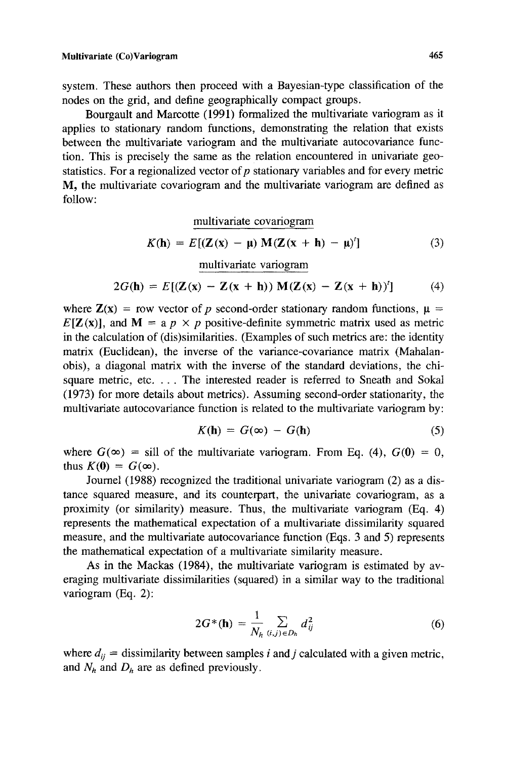system. These authors then proceed with a Bayesian-type classification of the nodes on the grid, and define geographically compact groups.

Bourgault and Marcotte (1991) formalized the multivariate variogram as it applies to stationary random functions, demonstrating the relation that exists between the multivariate variogram and the multivariate autocovariance function. This is precisely the same as the relation encountered in univariate geostatistics. For a regionalized vector of $p$ stationary variables and for every metric $\mathbf{M}$, the multivariate covariogram and the multivariate variogram are defined as follow:

multivariate covariogram

$$K(\mathbf{h}) = E[(\mathbf{Z}(\mathbf{x}) - \boldsymbol{\mu})\, \mathbf{M}(\mathbf{Z}(\mathbf{x} + \mathbf{h}) - \boldsymbol{\mu})^t] \tag{3}$$

multivariate variogram

$$2G(\mathbf{h}) = E[(\mathbf{Z}(\mathbf{x}) - \mathbf{Z}(\mathbf{x} + \mathbf{h}))\, \mathbf{M}(\mathbf{Z}(\mathbf{x}) - \mathbf{Z}(\mathbf{x} + \mathbf{h}))^t] \tag{4}$$

where $\mathbf{Z}(\mathbf{x})$ = row vector of $p$ second-order stationary random functions, $\boldsymbol{\mu} = E[\mathbf{Z}(\mathbf{x})]$, and $\mathbf{M}$ = a $p \times p$ positive-definite symmetric matrix used as metric in the calculation of (dis)similarities. (Examples of such metrics are: the identity matrix (Euclidean), the inverse of the variance-covariance matrix (Mahalanobis), a diagonal matrix with the inverse of the standard deviations, the chi-square metric, etc. . . . The interested reader is referred to Sneath and Sokal (1973) for more details about metrics). Assuming second-order stationarity, the multivariate autocovariance function is related to the multivariate variogram by:

$$K(\mathbf{h}) = G(\infty) - G(\mathbf{h}) \tag{5}$$

where $G(\infty)$ = sill of the multivariate variogram. From Eq. (4), $G(\mathbf{0}) = 0$, thus $K(\mathbf{0}) = G(\infty)$.

Journel (1988) recognized the traditional univariate variogram (2) as a distance squared measure, and its counterpart, the univariate covariogram, as a proximity (or similarity) measure. Thus, the multivariate variogram (Eq. 4) represents the mathematical expectation of a multivariate dissimilarity squared measure, and the multivariate autocovariance function (Eqs. 3 and 5) represents the mathematical expectation of a multivariate similarity measure.

As in the Mackas (1984), the multivariate variogram is estimated by averaging multivariate dissimilarities (squared) in a similar way to the traditional variogram (Eq. 2):

$$2G^*(\mathbf{h}) = \frac{1}{N_h} \sum_{(i,j) \in D_h} d_{ij}^2 \tag{6}$$

where $d_{ij}$ = dissimilarity between samples $i$ and $j$ calculated with a given metric, and $N_h$ and $D_h$ are as defined previously.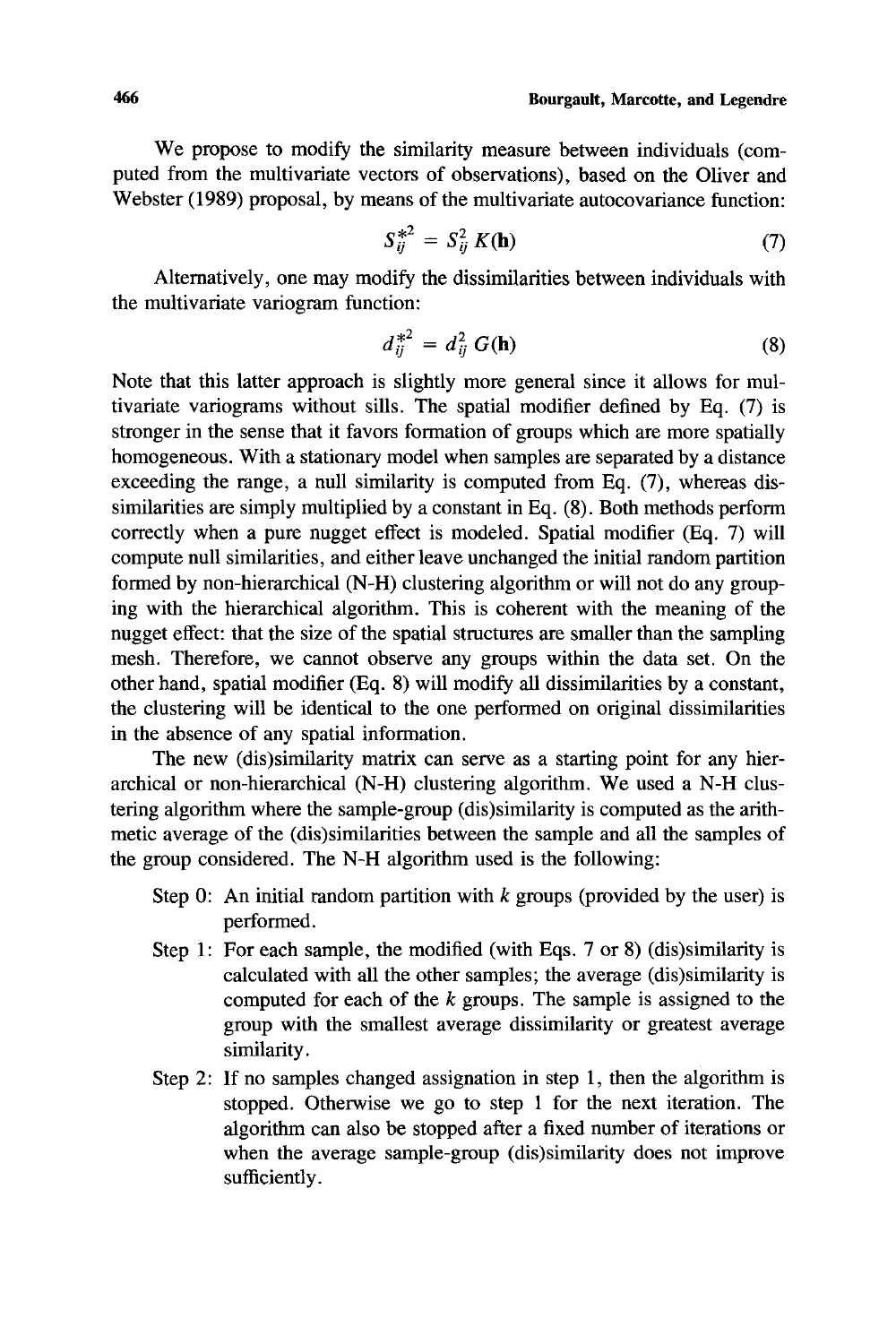We propose to modify the similarity measure between individuals (computed from the multivariate vectors of observations), based on the Oliver and Webster (1989) proposal, by means of the multivariate autocovariance function:

$$S_{ij}^{*2} = S_{ij}^{2} K(\mathbf{h}) \tag{7}$$

Alternatively, one may modify the dissimilarities between individuals with the multivariate variogram function:

$$d_{ij}^{*2} = d_{ij}^{2} G(\mathbf{h}) \tag{8}$$

Note that this latter approach is slightly more general since it allows for multivariate variograms without sills. The spatial modifier defined by Eq. (7) is stronger in the sense that it favors formation of groups which are more spatially homogeneous. With a stationary model when samples are separated by a distance exceeding the range, a null similarity is computed from Eq. (7), whereas dissimilarities are simply multiplied by a constant in Eq. (8). Both methods perform correctly when a pure nugget effect is modeled. Spatial modifier (Eq. 7) will compute null similarities, and either leave unchanged the initial random partition formed by non-hierarchical (N-H) clustering algorithm or will not do any grouping with the hierarchical algorithm. This is coherent with the meaning of the nugget effect: that the size of the spatial structures are smaller than the sampling mesh. Therefore, we cannot observe any groups within the data set. On the other hand, spatial modifier (Eq. 8) will modify all dissimilarities by a constant, the clustering will be identical to the one performed on original dissimilarities in the absence of any spatial information.

The new (dis)similarity matrix can serve as a starting point for any hierarchical or non-hierarchical (N-H) clustering algorithm. We used a N-H clustering algorithm where the sample-group (dis)similarity is computed as the arithmetic average of the (dis)similarities between the sample and all the samples of the group considered. The N-H algorithm used is the following:

- Step 0: An initial random partition with $k$ groups (provided by the user) is performed.
- Step 1: For each sample, the modified (with Eqs. 7 or 8) (dis)similarity is calculated with all the other samples; the average (dis)similarity is computed for each of the $k$ groups. The sample is assigned to the group with the smallest average dissimilarity or greatest average similarity.
- Step 2: If no samples changed assignation in step 1, then the algorithm is stopped. Otherwise we go to step 1 for the next iteration. The algorithm can also be stopped after a fixed number of iterations or when the average sample-group (dis)similarity does not improve sufficiently.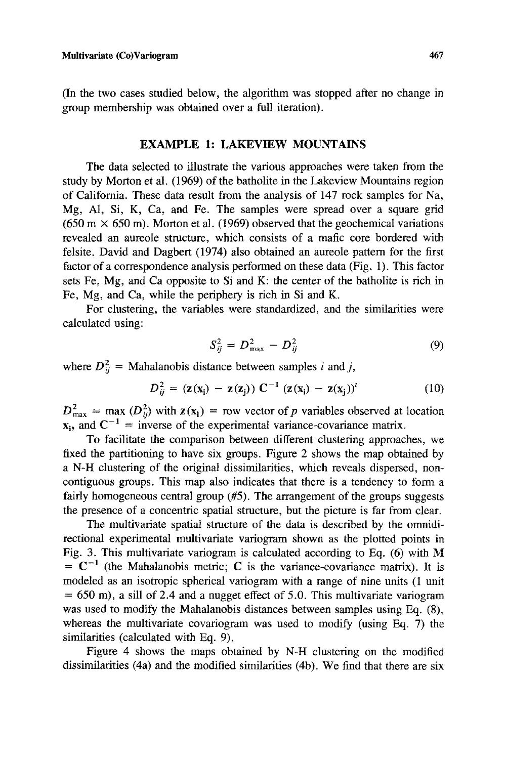(In the two cases studied below, the algorithm was stopped after no change in group membership was obtained over a full iteration).

## EXAMPLE 1: LAKEVIEW MOUNTAINS

The data selected to illustrate the various approaches were taken from the study by Morton et al. (1969) of the batholite in the Lakeview Mountains region of California. These data result from the analysis of 147 rock samples for Na, Mg, Al, Si, K, Ca, and Fe. The samples were spread over a square grid (650 m × 650 m). Morton et al. (1969) observed that the geochemical variations revealed an aureole structure, which consists of a mafic core bordered with felsite. David and Dagbert (1974) also obtained an aureole pattern for the first factor of a correspondence analysis performed on these data (Fig. 1). This factor sets Fe, Mg, and Ca opposite to Si and K: the center of the batholite is rich in Fe, Mg, and Ca, while the periphery is rich in Si and K.

For clustering, the variables were standardized, and the similarities were calculated using:

$$S_{ij}^2 = D_{\max}^2 - D_{ij}^2 \tag{9}$$

where $D_{ij}^2$ = Mahalanobis distance between samples $i$ and $j$,

$$D_{ij}^2 = (\mathbf{z}(\mathbf{x}_i) - \mathbf{z}(\mathbf{z}_j))\, \mathbf{C}^{-1}\, (\mathbf{z}(\mathbf{x}_i) - \mathbf{z}(\mathbf{x}_j))^t \tag{10}$$

$D_{\max}^2 = \max\,(D_{ij}^2)$ with $\mathbf{z}(\mathbf{x}_i)$ = row vector of $p$ variables observed at location $\mathbf{x}_i$, and $\mathbf{C}^{-1}$ = inverse of the experimental variance-covariance matrix.

To facilitate the comparison between different clustering approaches, we fixed the partitioning to have six groups. Figure 2 shows the map obtained by a N-H clustering of the original dissimilarities, which reveals dispersed, non-contiguous groups. This map also indicates that there is a tendency to form a fairly homogeneous central group (#5). The arrangement of the groups suggests the presence of a concentric spatial structure, but the picture is far from clear.

The multivariate spatial structure of the data is described by the omnidirectional experimental multivariate variogram shown as the plotted points in Fig. 3. This multivariate variogram is calculated according to Eq. (6) with $\mathbf{M} = \mathbf{C}^{-1}$ (the Mahalanobis metric; $\mathbf{C}$ is the variance-covariance matrix). It is modeled as an isotropic spherical variogram with a range of nine units (1 unit = 650 m), a sill of 2.4 and a nugget effect of 5.0. This multivariate variogram was used to modify the Mahalanobis distances between samples using Eq. (8), whereas the multivariate covariogram was used to modify (using Eq. 7) the similarities (calculated with Eq. 9).

Figure 4 shows the maps obtained by N-H clustering on the modified dissimilarities (4a) and the modified similarities (4b). We find that there are six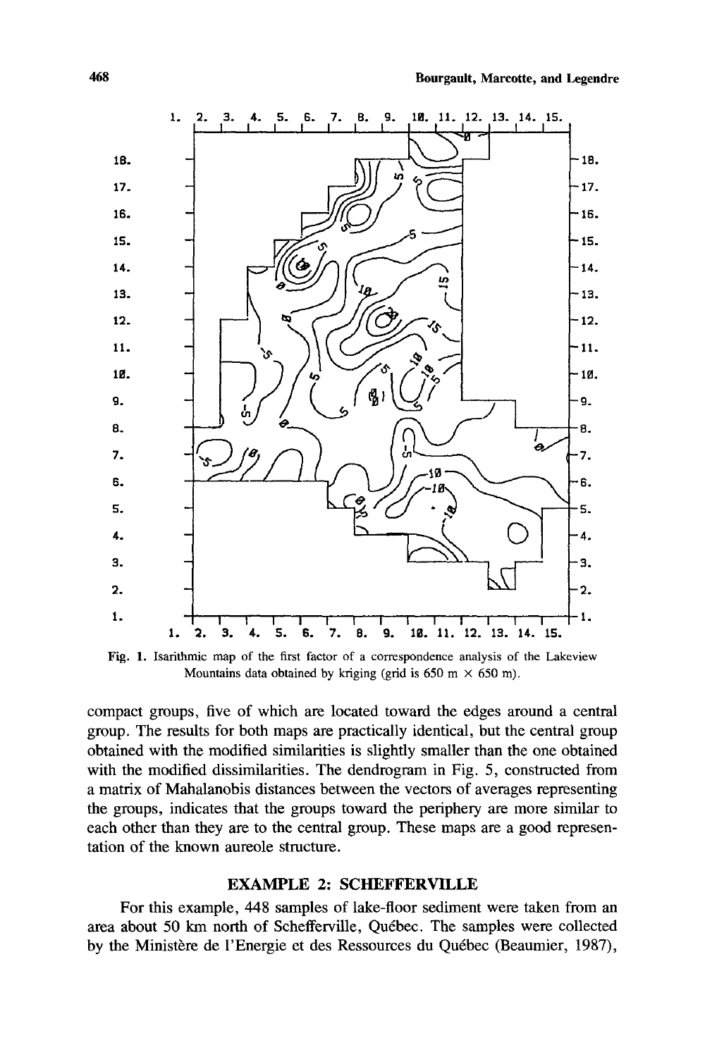Fig. 1. Isarithmic map of the first factor of a correspondence analysis of the Lakeview Mountains data obtained by kriging (grid is 650 m × 650 m).

compact groups, five of which are located toward the edges around a central group. The results for both maps are practically identical, but the central group obtained with the modified similarities is slightly smaller than the one obtained with the modified dissimilarities. The dendrogram in Fig. 5, constructed from a matrix of Mahalanobis distances between the vectors of averages representing the groups, indicates that the groups toward the periphery are more similar to each other than they are to the central group. These maps are a good representation of the known aureole structure.

## EXAMPLE 2: SCHEFFERVILLE

For this example, 448 samples of lake-floor sediment were taken from an area about 50 km north of Schefferville, Québec. The samples were collected by the Ministère de l'Energie et des Ressources du Québec (Beaumier, 1987),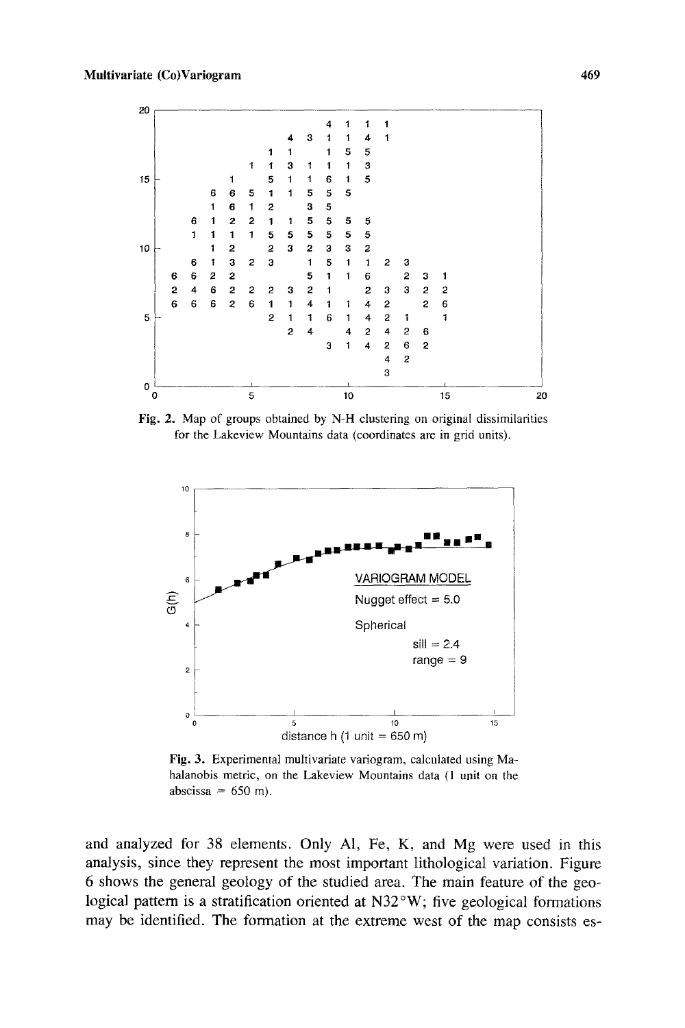**Fig. 2.** Map of groups obtained by N-H clustering on original dissimilarities for the Lakeview Mountains data (coordinates are in grid units).

**Fig. 3.** Experimental multivariate variogram, calculated using Mahalanobis metric, on the Lakeview Mountains data (1 unit on the abscissa = 650 m).

and analyzed for 38 elements. Only Al, Fe, K, and Mg were used in this analysis, since they represent the most important lithological variation. Figure 6 shows the general geology of the studied area. The main feature of the geological pattern is a stratification oriented at N32°W; five geological formations may be identified. The formation at the extreme west of the map consists es-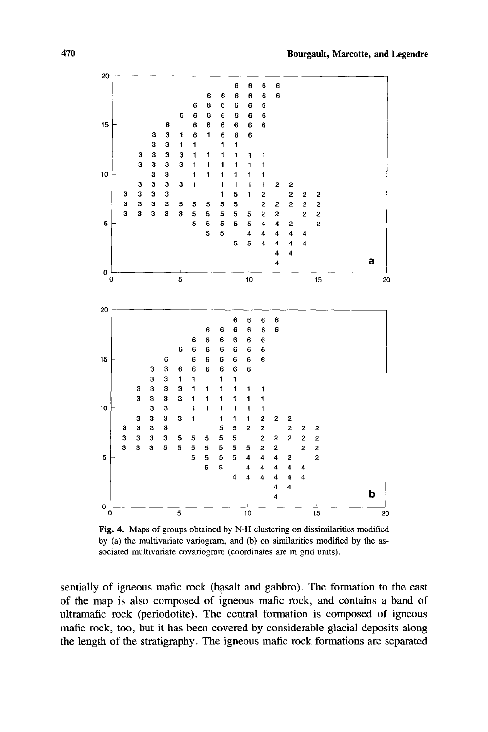Fig. 4. Maps of groups obtained by N-H clustering on dissimilarities modified by (a) the multivariate variogram, and (b) on similarities modified by the associated multivariate covariogram (coordinates are in grid units).

sentially of igneous mafic rock (basalt and gabbro). The formation to the east of the map is also composed of igneous mafic rock, and contains a band of ultramafic rock (periodotite). The central formation is composed of igneous mafic rock, too, but it has been covered by considerable glacial deposits along the length of the stratigraphy. The igneous mafic rock formations are separated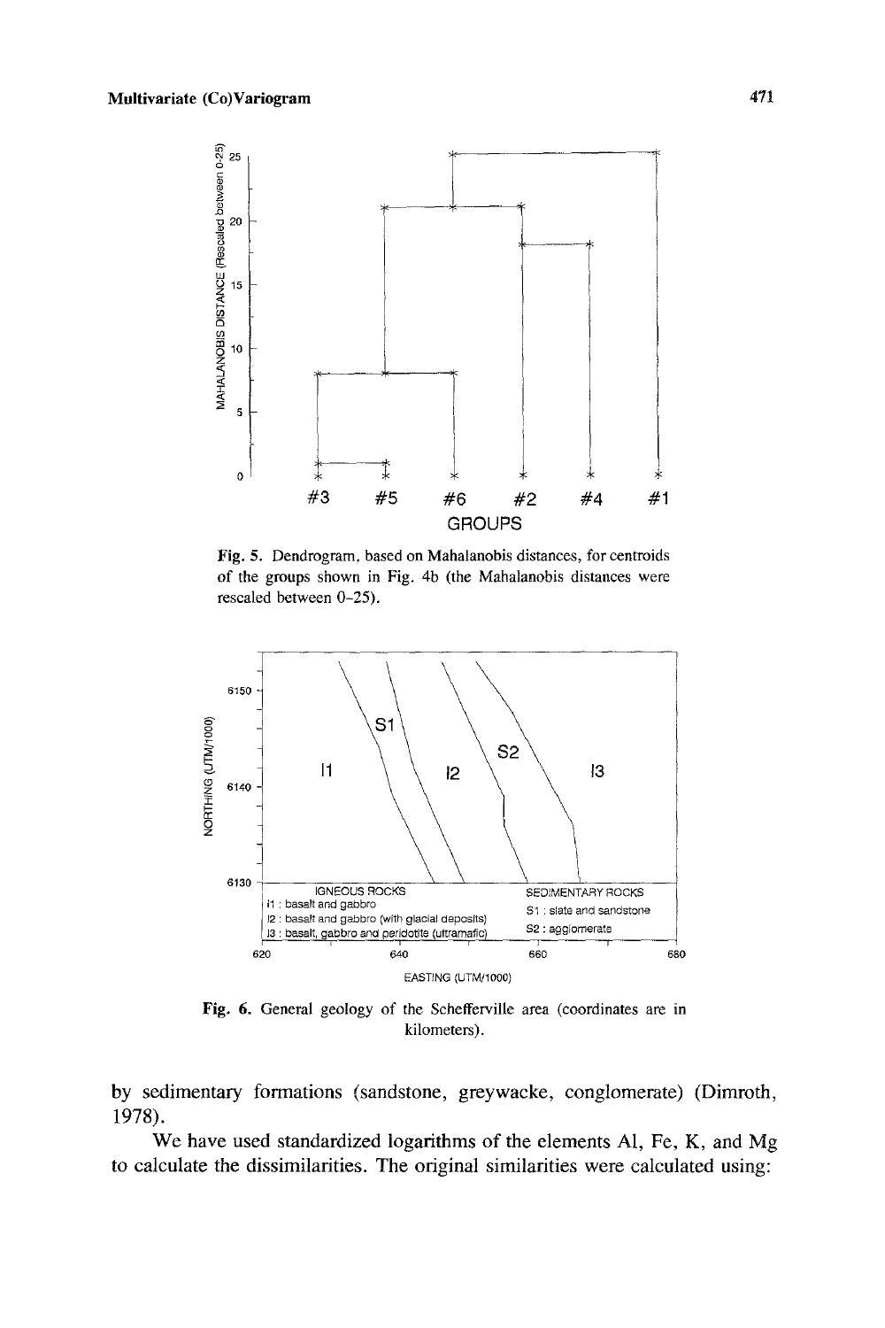Fig. 5. Dendrogram, based on Mahalanobis distances, for centroids of the groups shown in Fig. 4b (the Mahalanobis distances were rescaled between 0–25).

Fig. 6. General geology of the Schefferville area (coordinates are in kilometers).

by sedimentary formations (sandstone, greywacke, conglomerate) (Dimroth, 1978).

We have used standardized logarithms of the elements Al, Fe, K, and Mg to calculate the dissimilarities. The original similarities were calculated using: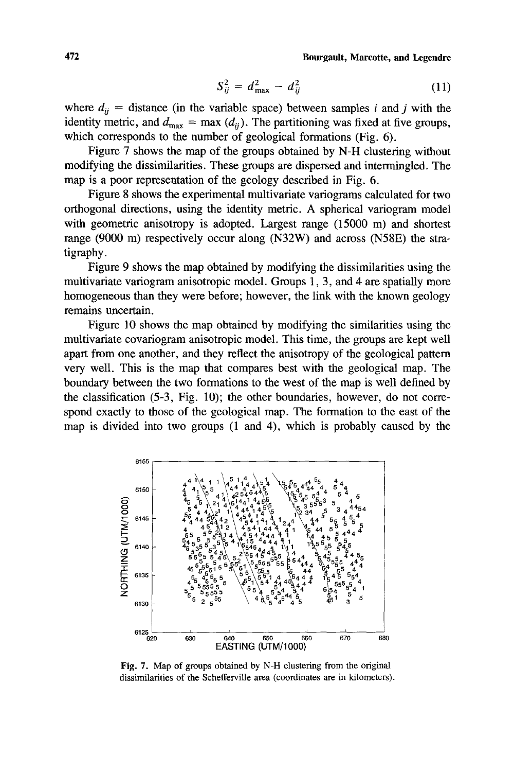$$S_{ij}^2 = d_{\max}^2 - d_{ij}^2 \tag{11}$$

where $d_{ij}$ = distance (in the variable space) between samples $i$ and $j$ with the identity metric, and $d_{\max} = \max(d_{ij})$. The partitioning was fixed at five groups, which corresponds to the number of geological formations (Fig. 6).

Figure 7 shows the map of the groups obtained by N-H clustering without modifying the dissimilarities. These groups are dispersed and intermingled. The map is a poor representation of the geology described in Fig. 6.

Figure 8 shows the experimental multivariate variograms calculated for two orthogonal directions, using the identity metric. A spherical variogram model with geometric anisotropy is adopted. Largest range (15000 m) and shortest range (9000 m) respectively occur along (N32W) and across (N58E) the stratigraphy.

Figure 9 shows the map obtained by modifying the dissimilarities using the multivariate variogram anisotropic model. Groups 1, 3, and 4 are spatially more homogeneous than they were before; however, the link with the known geology remains uncertain.

Figure 10 shows the map obtained by modifying the similarities using the multivariate covariogram anisotropic model. This time, the groups are kept well apart from one another, and they reflect the anisotropy of the geological pattern very well. This is the map that compares best with the geological map. The boundary between the two formations to the west of the map is well defined by the classification (5-3, Fig. 10); the other boundaries, however, do not correspond exactly to those of the geological map. The formation to the east of the map is divided into two groups (1 and 4), which is probably caused by the

**Fig. 7.** Map of groups obtained by N-H clustering from the original dissimilarities of the Schefferville area (coordinates are in kilometers).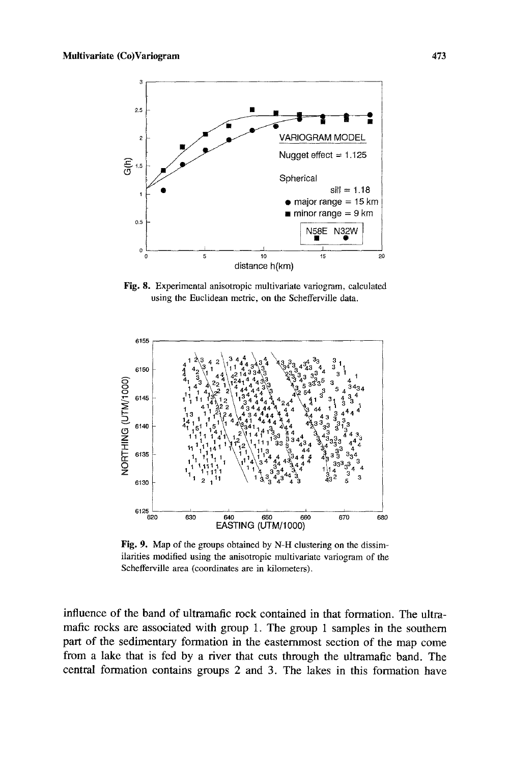Fig. 8. Experimental anisotropic multivariate variogram, calculated using the Euclidean metric, on the Schefferville data.

Fig. 9. Map of the groups obtained by N-H clustering on the dissimilarities modified using the anisotropic multivariate variogram of the Schefferville area (coordinates are in kilometers).

influence of the band of ultramafic rock contained in that formation. The ultramafic rocks are associated with group 1. The group 1 samples in the southern part of the sedimentary formation in the easternmost section of the map come from a lake that is fed by a river that cuts through the ultramafic band. The central formation contains groups 2 and 3. The lakes in this formation have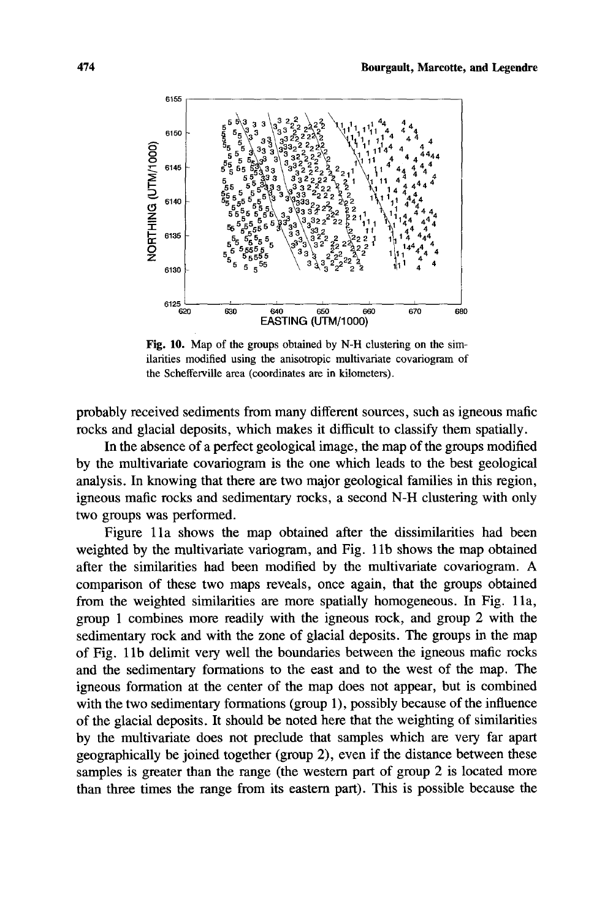Fig. 10. Map of the groups obtained by N-H clustering on the similarities modified using the anisotropic multivariate covariogram of the Schefferville area (coordinates are in kilometers).

probably received sediments from many different sources, such as igneous mafic rocks and glacial deposits, which makes it difficult to classify them spatially.

In the absence of a perfect geological image, the map of the groups modified by the multivariate covariogram is the one which leads to the best geological analysis. In knowing that there are two major geological families in this region, igneous mafic rocks and sedimentary rocks, a second N-H clustering with only two groups was performed.

Figure 11a shows the map obtained after the dissimilarities had been weighted by the multivariate variogram, and Fig. 11b shows the map obtained after the similarities had been modified by the multivariate covariogram. A comparison of these two maps reveals, once again, that the groups obtained from the weighted similarities are more spatially homogeneous. In Fig. 11a, group 1 combines more readily with the igneous rock, and group 2 with the sedimentary rock and with the zone of glacial deposits. The groups in the map of Fig. 11b delimit very well the boundaries between the igneous mafic rocks and the sedimentary formations to the east and to the west of the map. The igneous formation at the center of the map does not appear, but is combined with the two sedimentary formations (group 1), possibly because of the influence of the glacial deposits. It should be noted here that the weighting of similarities by the multivariate does not preclude that samples which are very far apart geographically be joined together (group 2), even if the distance between these samples is greater than the range (the western part of group 2 is located more than three times the range from its eastern part). This is possible because the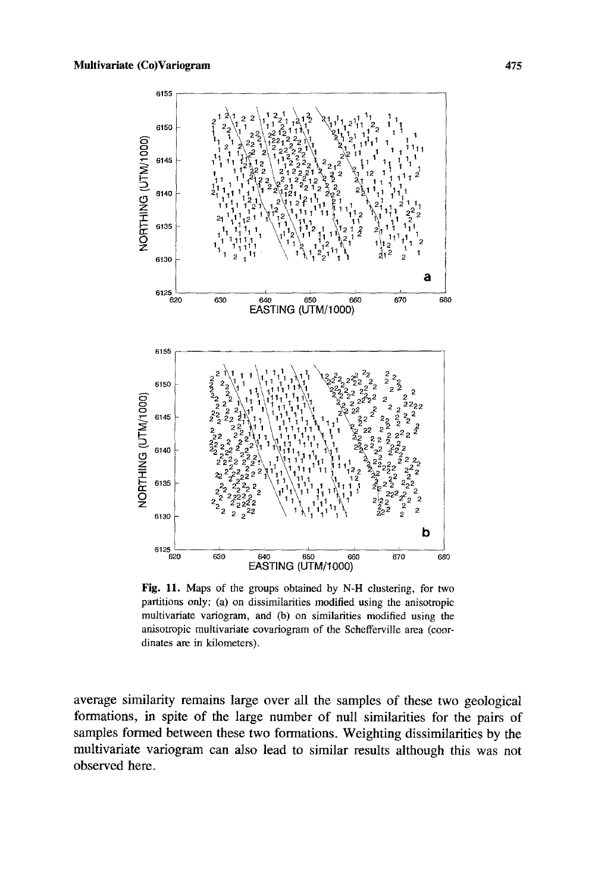**Fig. 11.** Maps of the groups obtained by N-H clustering, for two partitions only: (a) on dissimilarities modified using the anisotropic multivariate variogram, and (b) on similarities modified using the anisotropic multivariate covariogram of the Schefferville area (coordinates are in kilometers).

average similarity remains large over all the samples of these two geological formations, in spite of the large number of null similarities for the pairs of samples formed between these two formations. Weighting dissimilarities by the multivariate variogram can also lead to similar results although this was not observed here.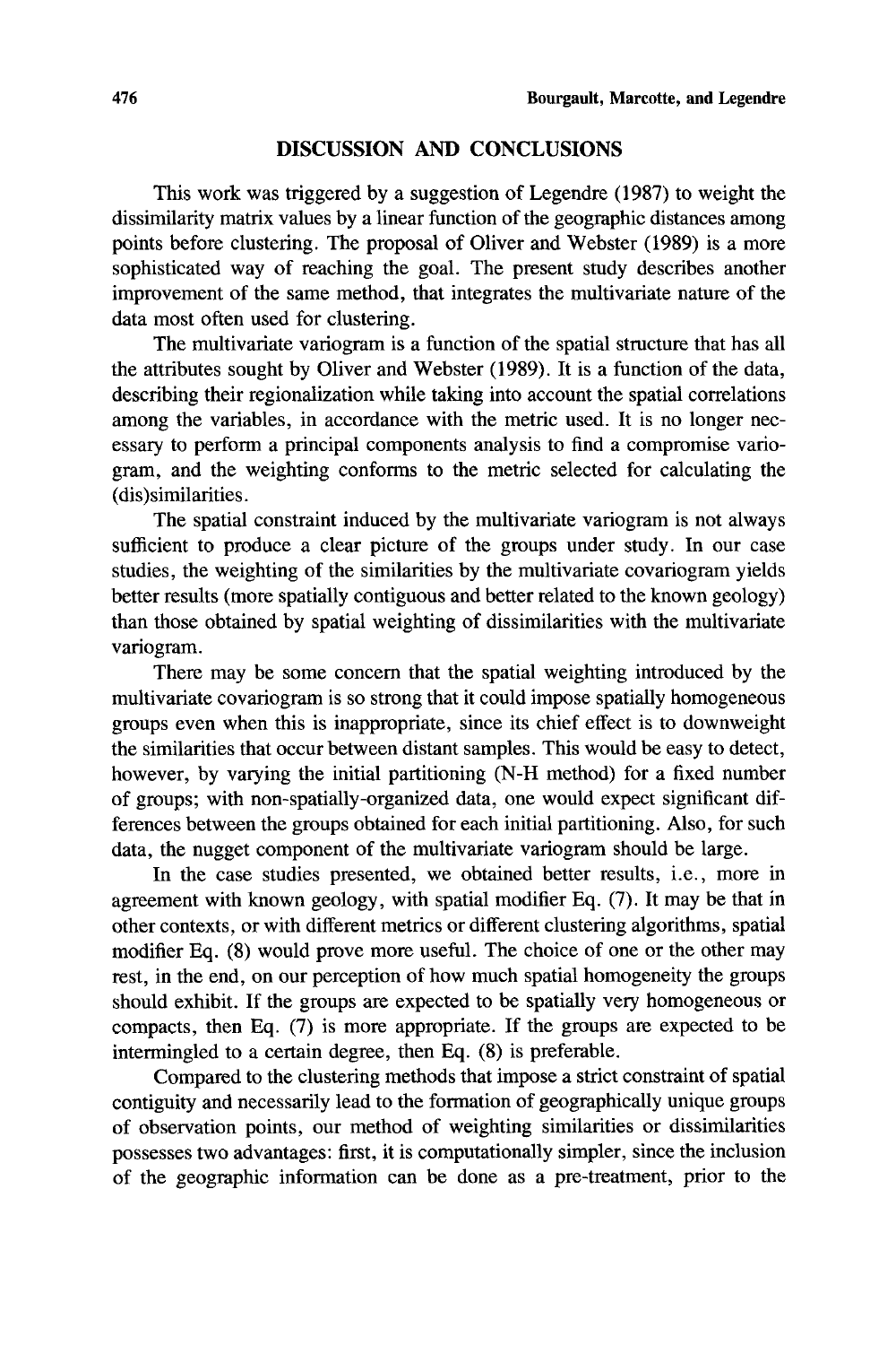## DISCUSSION AND CONCLUSIONS

This work was triggered by a suggestion of Legendre (1987) to weight the dissimilarity matrix values by a linear function of the geographic distances among points before clustering. The proposal of Oliver and Webster (1989) is a more sophisticated way of reaching the goal. The present study describes another improvement of the same method, that integrates the multivariate nature of the data most often used for clustering.

The multivariate variogram is a function of the spatial structure that has all the attributes sought by Oliver and Webster (1989). It is a function of the data, describing their regionalization while taking into account the spatial correlations among the variables, in accordance with the metric used. It is no longer necessary to perform a principal components analysis to find a compromise variogram, and the weighting conforms to the metric selected for calculating the (dis)similarities.

The spatial constraint induced by the multivariate variogram is not always sufficient to produce a clear picture of the groups under study. In our case studies, the weighting of the similarities by the multivariate covariogram yields better results (more spatially contiguous and better related to the known geology) than those obtained by spatial weighting of dissimilarities with the multivariate variogram.

There may be some concern that the spatial weighting introduced by the multivariate covariogram is so strong that it could impose spatially homogeneous groups even when this is inappropriate, since its chief effect is to downweight the similarities that occur between distant samples. This would be easy to detect, however, by varying the initial partitioning (N-H method) for a fixed number of groups; with non-spatially-organized data, one would expect significant differences between the groups obtained for each initial partitioning. Also, for such data, the nugget component of the multivariate variogram should be large.

In the case studies presented, we obtained better results, i.e., more in agreement with known geology, with spatial modifier Eq. (7). It may be that in other contexts, or with different metrics or different clustering algorithms, spatial modifier Eq. (8) would prove more useful. The choice of one or the other may rest, in the end, on our perception of how much spatial homogeneity the groups should exhibit. If the groups are expected to be spatially very homogeneous or compacts, then Eq. (7) is more appropriate. If the groups are expected to be intermingled to a certain degree, then Eq. (8) is preferable.

Compared to the clustering methods that impose a strict constraint of spatial contiguity and necessarily lead to the formation of geographically unique groups of observation points, our method of weighting similarities or dissimilarities possesses two advantages: first, it is computationally simpler, since the inclusion of the geographic information can be done as a pre-treatment, prior to the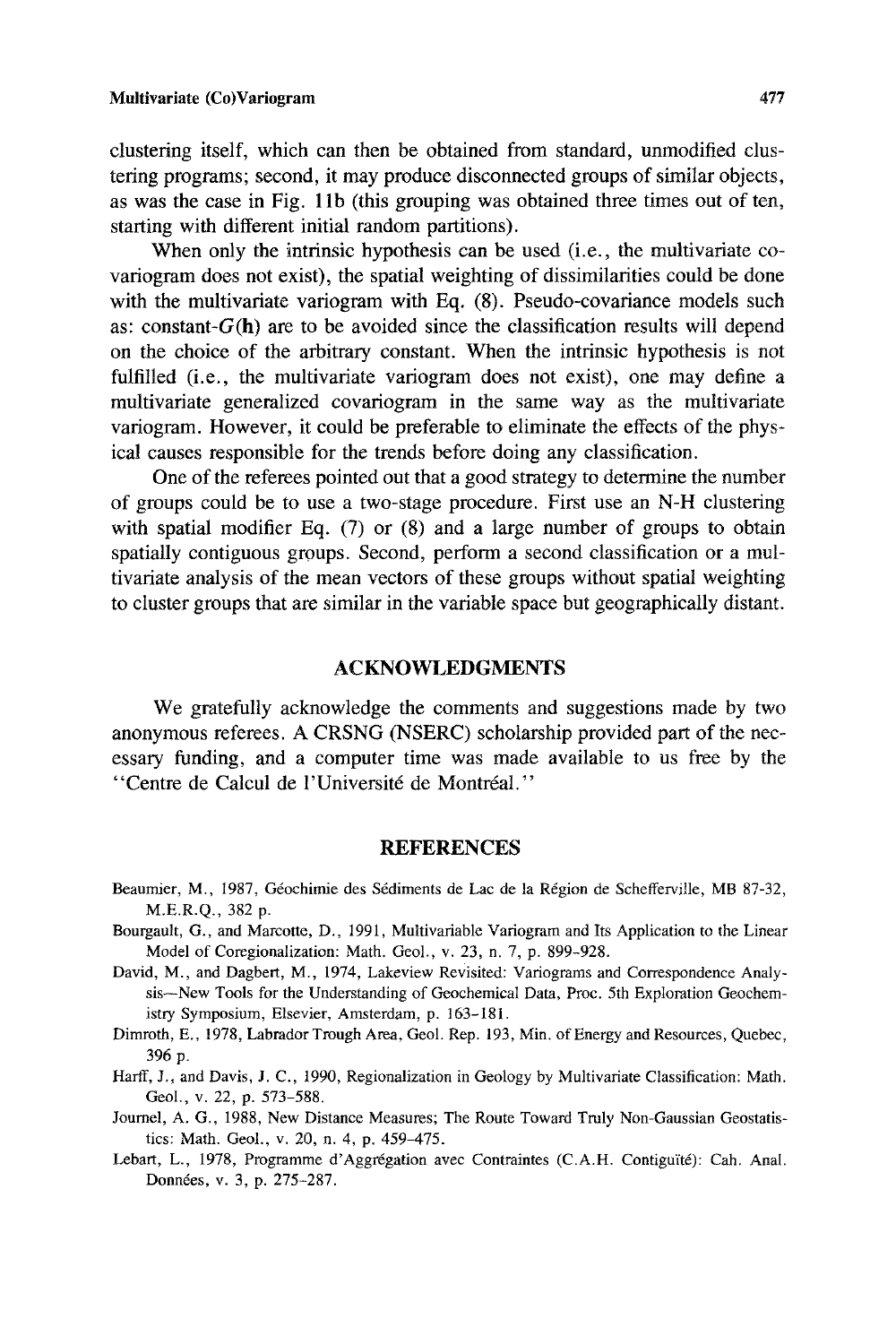clustering itself, which can then be obtained from standard, unmodified clustering programs; second, it may produce disconnected groups of similar objects, as was the case in Fig. 11b (this grouping was obtained three times out of ten, starting with different initial random partitions).

When only the intrinsic hypothesis can be used (i.e., the multivariate covariogram does not exist), the spatial weighting of dissimilarities could be done with the multivariate variogram with Eq. (8). Pseudo-covariance models such as: constant-$G(\mathbf{h})$ are to be avoided since the classification results will depend on the choice of the arbitrary constant. When the intrinsic hypothesis is not fulfilled (i.e., the multivariate variogram does not exist), one may define a multivariate generalized covariogram in the same way as the multivariate variogram. However, it could be preferable to eliminate the effects of the physical causes responsible for the trends before doing any classification.

One of the referees pointed out that a good strategy to determine the number of groups could be to use a two-stage procedure. First use an N-H clustering with spatial modifier Eq. (7) or (8) and a large number of groups to obtain spatially contiguous groups. Second, perform a second classification or a multivariate analysis of the mean vectors of these groups without spatial weighting to cluster groups that are similar in the variable space but geographically distant.

## ACKNOWLEDGMENTS

We gratefully acknowledge the comments and suggestions made by two anonymous referees. A CRSNG (NSERC) scholarship provided part of the necessary funding, and a computer time was made available to us free by the "Centre de Calcul de l'Université de Montréal."

## REFERENCES

Beaumier, M., 1987, Géochimie des Sédiments de Lac de la Région de Schefferville, MB 87-32, M.E.R.Q., 382 p.

Bourgault, G., and Marcotte, D., 1991, Multivariable Variogram and Its Application to the Linear Model of Coregionalization: Math. Geol., v. 23, n. 7, p. 899–928.

David, M., and Dagbert, M., 1974, Lakeview Revisited: Variograms and Correspondence Analysis—New Tools for the Understanding of Geochemical Data, Proc. 5th Exploration Geochemistry Symposium, Elsevier, Amsterdam, p. 163–181.

Dimroth, E., 1978, Labrador Trough Area, Geol. Rep. 193, Min. of Energy and Resources, Quebec, 396 p.

Harff, J., and Davis, J. C., 1990, Regionalization in Geology by Multivariate Classification: Math. Geol., v. 22, p. 573–588.

Journel, A. G., 1988, New Distance Measures; The Route Toward Truly Non-Gaussian Geostatistics: Math. Geol., v. 20, n. 4, p. 459–475.

Lebart, L., 1978, Programme d'Aggrégation avec Contraintes (C.A.H. Contiguïté): Cah. Anal. Données, v. 3, p. 275–287.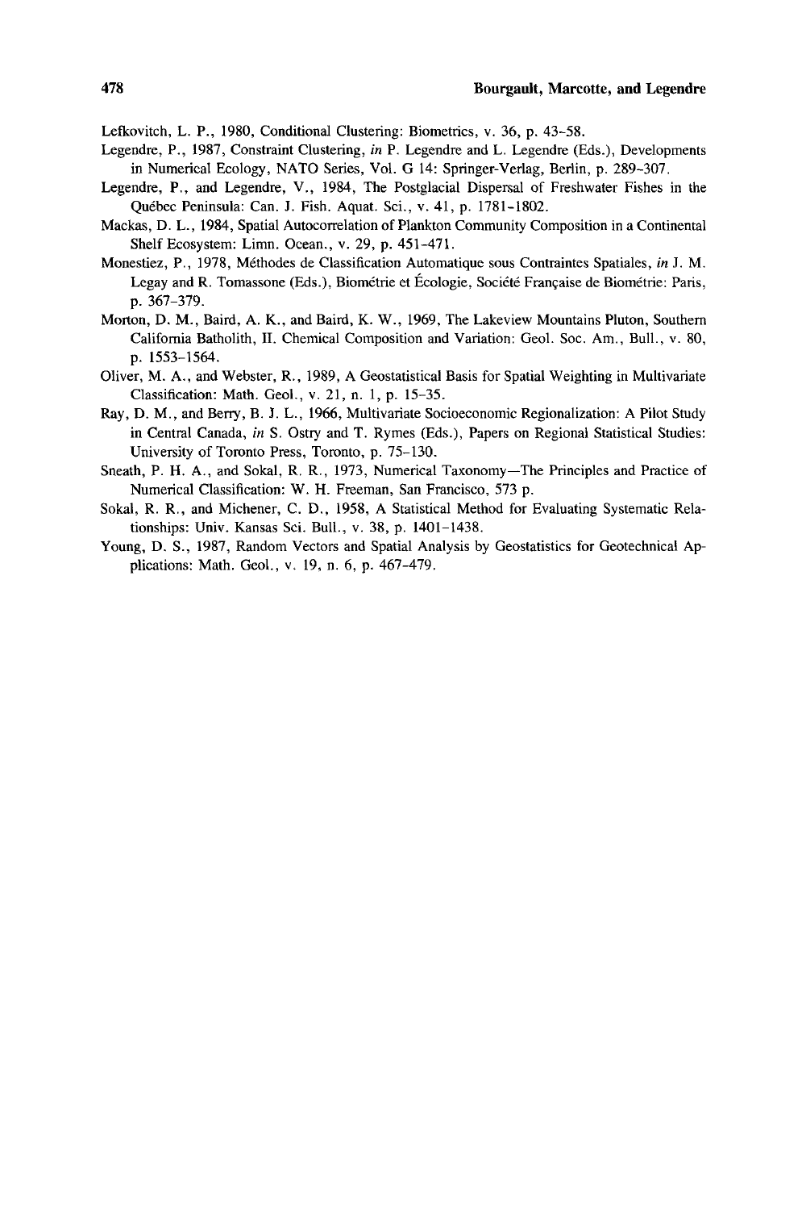Lefkovitch, L. P., 1980, Conditional Clustering: Biometrics, v. 36, p. 43–58.

Legendre, P., 1987, Constraint Clustering, *in* P. Legendre and L. Legendre (Eds.), Developments in Numerical Ecology, NATO Series, Vol. G 14: Springer-Verlag, Berlin, p. 289–307.

Legendre, P., and Legendre, V., 1984, The Postglacial Dispersal of Freshwater Fishes in the Québec Peninsula: Can. J. Fish. Aquat. Sci., v. 41, p. 1781–1802.

Mackas, D. L., 1984, Spatial Autocorrelation of Plankton Community Composition in a Continental Shelf Ecosystem: Limn. Ocean., v. 29, p. 451–471.

Monestiez, P., 1978, Méthodes de Classification Automatique sous Contraintes Spatiales, *in* J. M. Legay and R. Tomassone (Eds.), Biométrie et Écologie, Société Française de Biométrie: Paris, p. 367–379.

Morton, D. M., Baird, A. K., and Baird, K. W., 1969, The Lakeview Mountains Pluton, Southern California Batholith, II. Chemical Composition and Variation: Geol. Soc. Am., Bull., v. 80, p. 1553–1564.

Oliver, M. A., and Webster, R., 1989, A Geostatistical Basis for Spatial Weighting in Multivariate Classification: Math. Geol., v. 21, n. 1, p. 15–35.

Ray, D. M., and Berry, B. J. L., 1966, Multivariate Socioeconomic Regionalization: A Pilot Study in Central Canada, *in* S. Ostry and T. Rymes (Eds.), Papers on Regional Statistical Studies: University of Toronto Press, Toronto, p. 75–130.

Sneath, P. H. A., and Sokal, R. R., 1973, Numerical Taxonomy—The Principles and Practice of Numerical Classification: W. H. Freeman, San Francisco, 573 p.

Sokal, R. R., and Michener, C. D., 1958, A Statistical Method for Evaluating Systematic Relationships: Univ. Kansas Sci. Bull., v. 38, p. 1401–1438.

Young, D. S., 1987, Random Vectors and Spatial Analysis by Geostatistics for Geotechnical Applications: Math. Geol., v. 19, n. 6, p. 467–479.